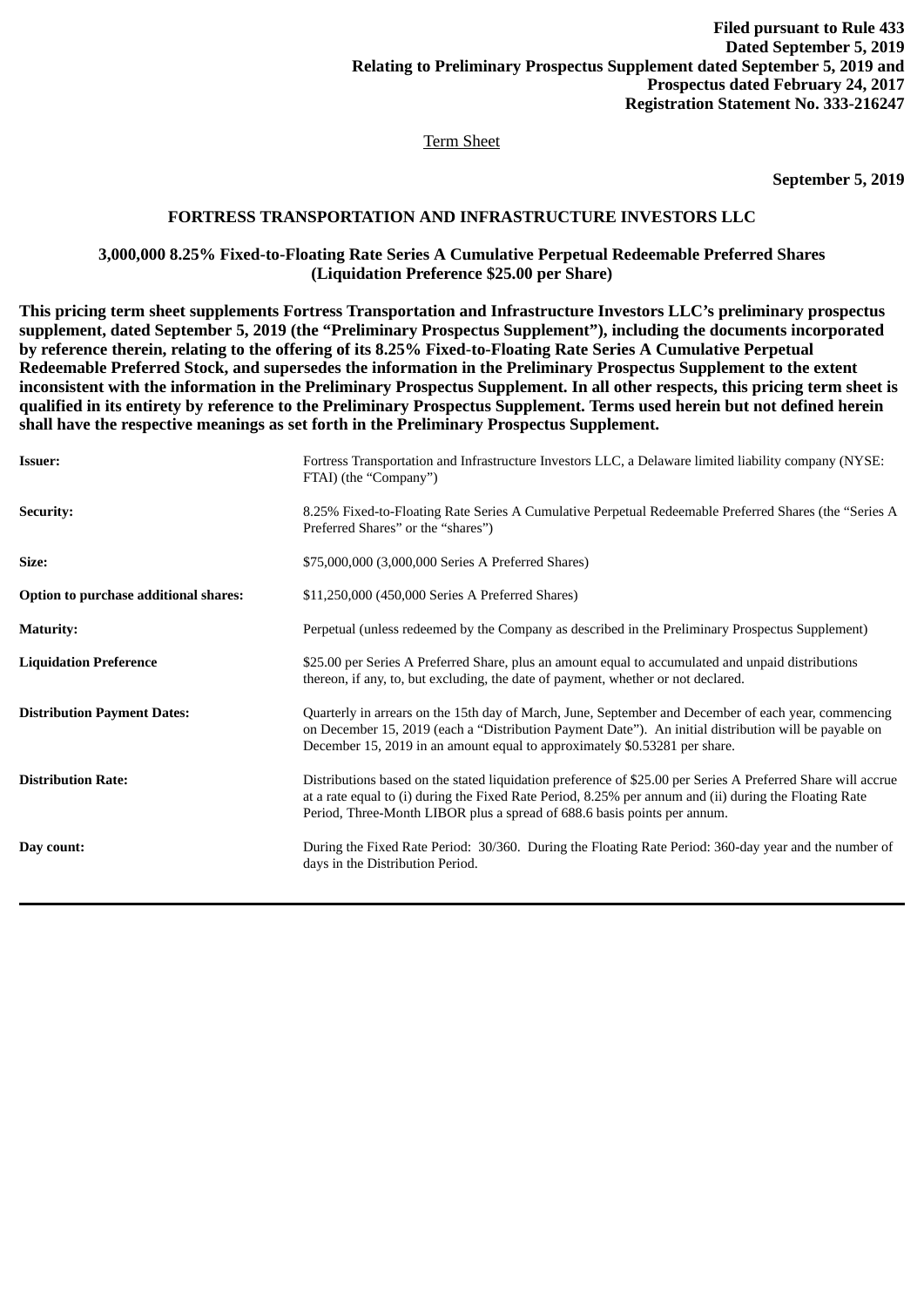**Filed pursuant to Rule 433**
**Dated September 5, 2019**
**Relating to Preliminary Prospectus Supplement dated September 5, 2019 and**
**Prospectus dated February 24, 2017**
**Registration Statement No. 333-216247**

Term Sheet

**September 5, 2019**

## FORTRESS TRANSPORTATION AND INFRASTRUCTURE INVESTORS LLC

### 3,000,000 8.25% Fixed-to-Floating Rate Series A Cumulative Perpetual Redeemable Preferred Shares (Liquidation Preference $25.00 per Share)

**This pricing term sheet supplements Fortress Transportation and Infrastructure Investors LLC's preliminary prospectus supplement, dated September 5, 2019 (the "Preliminary Prospectus Supplement"), including the documents incorporated by reference therein, relating to the offering of its 8.25% Fixed-to-Floating Rate Series A Cumulative Perpetual Redeemable Preferred Stock, and supersedes the information in the Preliminary Prospectus Supplement to the extent inconsistent with the information in the Preliminary Prospectus Supplement. In all other respects, this pricing term sheet is qualified in its entirety by reference to the Preliminary Prospectus Supplement. Terms used herein but not defined herein shall have the respective meanings as set forth in the Preliminary Prospectus Supplement.**

| | |
|---|---|
| **Issuer:** | Fortress Transportation and Infrastructure Investors LLC, a Delaware limited liability company (NYSE: FTAI) (the "Company") |
| **Security:** | 8.25% Fixed-to-Floating Rate Series A Cumulative Perpetual Redeemable Preferred Shares (the "Series A Preferred Shares" or the "shares") |
| **Size:** | $75,000,000 (3,000,000 Series A Preferred Shares) |
| **Option to purchase additional shares:** | $11,250,000 (450,000 Series A Preferred Shares) |
| **Maturity:** | Perpetual (unless redeemed by the Company as described in the Preliminary Prospectus Supplement) |
| **Liquidation Preference** | $25.00 per Series A Preferred Share, plus an amount equal to accumulated and unpaid distributions thereon, if any, to, but excluding, the date of payment, whether or not declared. |
| **Distribution Payment Dates:** | Quarterly in arrears on the 15th day of March, June, September and December of each year, commencing on December 15, 2019 (each a "Distribution Payment Date"). An initial distribution will be payable on December 15, 2019 in an amount equal to approximately $0.53281 per share. |
| **Distribution Rate:** | Distributions based on the stated liquidation preference of $25.00 per Series A Preferred Share will accrue at a rate equal to (i) during the Fixed Rate Period, 8.25% per annum and (ii) during the Floating Rate Period, Three-Month LIBOR plus a spread of 688.6 basis points per annum. |
| **Day count:** | During the Fixed Rate Period: 30/360. During the Floating Rate Period: 360-day year and the number of days in the Distribution Period. |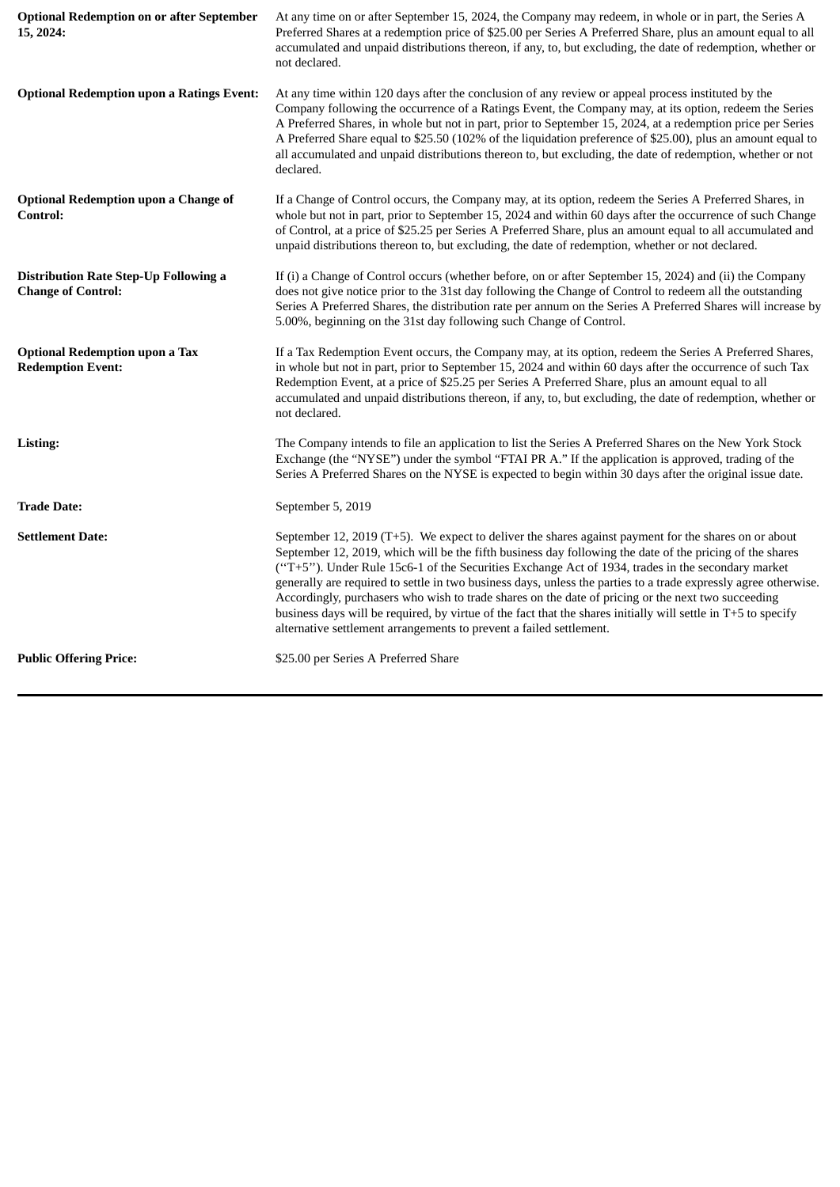| | |
|---|---|
| **Optional Redemption on or after September 15, 2024:** | At any time on or after September 15, 2024, the Company may redeem, in whole or in part, the Series A Preferred Shares at a redemption price of $25.00 per Series A Preferred Share, plus an amount equal to all accumulated and unpaid distributions thereon, if any, to, but excluding, the date of redemption, whether or not declared. |
| **Optional Redemption upon a Ratings Event:** | At any time within 120 days after the conclusion of any review or appeal process instituted by the Company following the occurrence of a Ratings Event, the Company may, at its option, redeem the Series A Preferred Shares, in whole but not in part, prior to September 15, 2024, at a redemption price per Series A Preferred Share equal to $25.50 (102% of the liquidation preference of $25.00), plus an amount equal to all accumulated and unpaid distributions thereon to, but excluding, the date of redemption, whether or not declared. |
| **Optional Redemption upon a Change of Control:** | If a Change of Control occurs, the Company may, at its option, redeem the Series A Preferred Shares, in whole but not in part, prior to September 15, 2024 and within 60 days after the occurrence of such Change of Control, at a price of $25.25 per Series A Preferred Share, plus an amount equal to all accumulated and unpaid distributions thereon to, but excluding, the date of redemption, whether or not declared. |
| **Distribution Rate Step-Up Following a Change of Control:** | If (i) a Change of Control occurs (whether before, on or after September 15, 2024) and (ii) the Company does not give notice prior to the 31st day following the Change of Control to redeem all the outstanding Series A Preferred Shares, the distribution rate per annum on the Series A Preferred Shares will increase by 5.00%, beginning on the 31st day following such Change of Control. |
| **Optional Redemption upon a Tax Redemption Event:** | If a Tax Redemption Event occurs, the Company may, at its option, redeem the Series A Preferred Shares, in whole but not in part, prior to September 15, 2024 and within 60 days after the occurrence of such Tax Redemption Event, at a price of $25.25 per Series A Preferred Share, plus an amount equal to all accumulated and unpaid distributions thereon, if any, to, but excluding, the date of redemption, whether or not declared. |
| **Listing:** | The Company intends to file an application to list the Series A Preferred Shares on the New York Stock Exchange (the "NYSE") under the symbol "FTAI PR A." If the application is approved, trading of the Series A Preferred Shares on the NYSE is expected to begin within 30 days after the original issue date. |
| **Trade Date:** | September 5, 2019 |
| **Settlement Date:** | September 12, 2019 (T+5). We expect to deliver the shares against payment for the shares on or about September 12, 2019, which will be the fifth business day following the date of the pricing of the shares (''T+5''). Under Rule 15c6-1 of the Securities Exchange Act of 1934, trades in the secondary market generally are required to settle in two business days, unless the parties to a trade expressly agree otherwise. Accordingly, purchasers who wish to trade shares on the date of pricing or the next two succeeding business days will be required, by virtue of the fact that the shares initially will settle in T+5 to specify alternative settlement arrangements to prevent a failed settlement. |
| **Public Offering Price:** | $25.00 per Series A Preferred Share |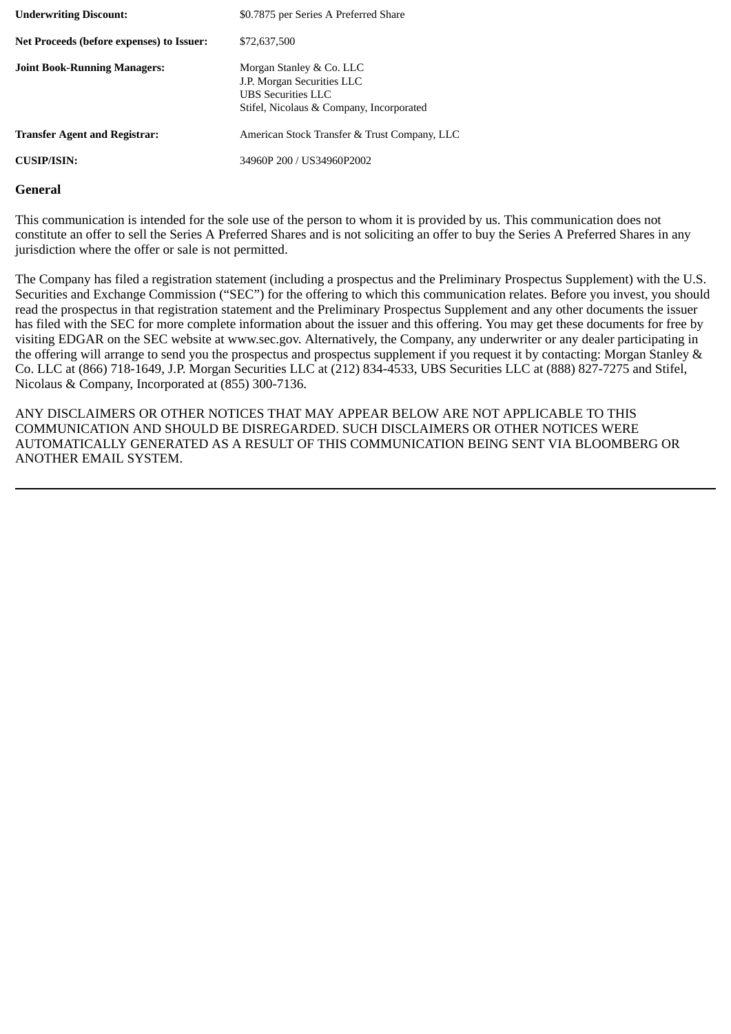| | |
|---|---|
| **Underwriting Discount:** | $0.7875 per Series A Preferred Share |
| **Net Proceeds (before expenses) to Issuer:** | $72,637,500 |
| **Joint Book-Running Managers:** | Morgan Stanley & Co. LLC<br>J.P. Morgan Securities LLC<br>UBS Securities LLC<br>Stifel, Nicolaus & Company, Incorporated |
| **Transfer Agent and Registrar:** | American Stock Transfer & Trust Company, LLC |
| **CUSIP/ISIN:** | 34960P 200 / US34960P2002 |

### General

This communication is intended for the sole use of the person to whom it is provided by us. This communication does not constitute an offer to sell the Series A Preferred Shares and is not soliciting an offer to buy the Series A Preferred Shares in any jurisdiction where the offer or sale is not permitted.

The Company has filed a registration statement (including a prospectus and the Preliminary Prospectus Supplement) with the U.S. Securities and Exchange Commission ("SEC") for the offering to which this communication relates. Before you invest, you should read the prospectus in that registration statement and the Preliminary Prospectus Supplement and any other documents the issuer has filed with the SEC for more complete information about the issuer and this offering. You may get these documents for free by visiting EDGAR on the SEC website at www.sec.gov. Alternatively, the Company, any underwriter or any dealer participating in the offering will arrange to send you the prospectus and prospectus supplement if you request it by contacting: Morgan Stanley & Co. LLC at (866) 718-1649, J.P. Morgan Securities LLC at (212) 834-4533, UBS Securities LLC at (888) 827-7275 and Stifel, Nicolaus & Company, Incorporated at (855) 300-7136.

ANY DISCLAIMERS OR OTHER NOTICES THAT MAY APPEAR BELOW ARE NOT APPLICABLE TO THIS COMMUNICATION AND SHOULD BE DISREGARDED. SUCH DISCLAIMERS OR OTHER NOTICES WERE AUTOMATICALLY GENERATED AS A RESULT OF THIS COMMUNICATION BEING SENT VIA BLOOMBERG OR ANOTHER EMAIL SYSTEM.